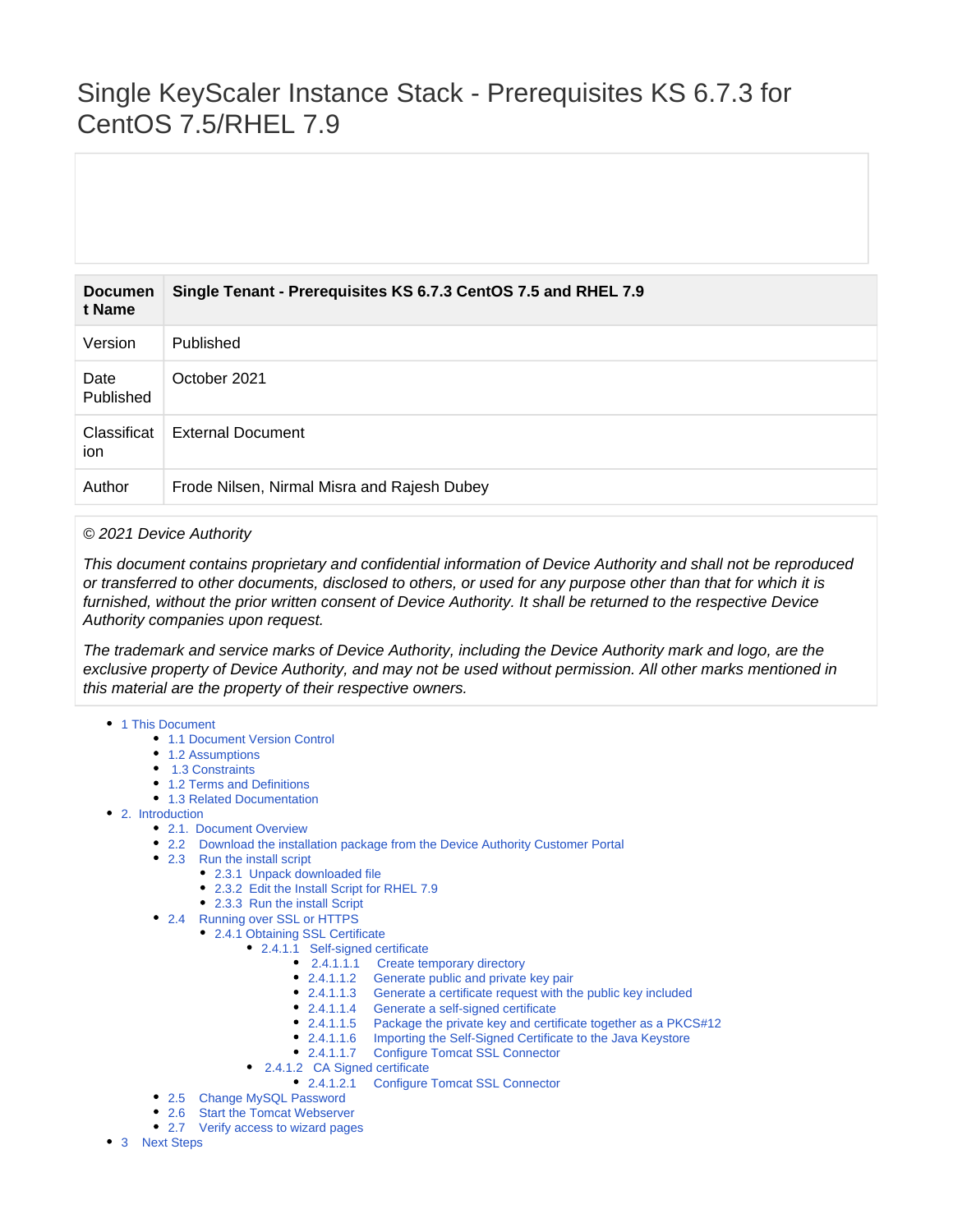# Single KeyScaler Instance Stack - Prerequisites KS 6.7.3 for CentOS 7.5/RHEL 7.9

| Document Name | Single Tenant - Prerequisites KS 6.7.3 CentOS 7.5 and RHEL 7.9 |
|---|---|
| Version | Published |
| Date Published | October 2021 |
| Classification | External Document |
| Author | Frode Nilsen, Nirmal Misra and Rajesh Dubey |

*© 2021 Device Authority*

*This document contains proprietary and confidential information of Device Authority and shall not be reproduced or transferred to other documents, disclosed to others, or used for any purpose other than that for which it is furnished, without the prior written consent of Device Authority. It shall be returned to the respective Device Authority companies upon request.*

*The trademark and service marks of Device Authority, including the Device Authority mark and logo, are the exclusive property of Device Authority, and may not be used without permission. All other marks mentioned in this material are the property of their respective owners.*

- 1 This Document
  - 1.1 Document Version Control
  - 1.2 Assumptions
  - 1.3 Constraints
  - 1.2 Terms and Definitions
  - 1.3 Related Documentation
- 2. Introduction
  - 2.1. Document Overview
  - 2.2 Download the installation package from the Device Authority Customer Portal
  - 2.3 Run the install script
    - 2.3.1 Unpack downloaded file
    - 2.3.2 Edit the Install Script for RHEL 7.9
    - 2.3.3 Run the install Script
  - 2.4 Running over SSL or HTTPS
    - 2.4.1 Obtaining SSL Certificate
      - 2.4.1.1 Self-signed certificate
        - 2.4.1.1.1 Create temporary directory
        - 2.4.1.1.2 Generate public and private key pair
        - 2.4.1.1.3 Generate a certificate request with the public key included
        - 2.4.1.1.4 Generate a self-signed certificate
        - 2.4.1.1.5 Package the private key and certificate together as a PKCS#12
        - 2.4.1.1.6 Importing the Self-Signed Certificate to the Java Keystore
        - 2.4.1.1.7 Configure Tomcat SSL Connector
      - 2.4.1.2 CA Signed certificate
        - 2.4.1.2.1 Configure Tomcat SSL Connector
  - 2.5 Change MySQL Password
  - 2.6 Start the Tomcat Webserver
  - 2.7 Verify access to wizard pages
- 3 Next Steps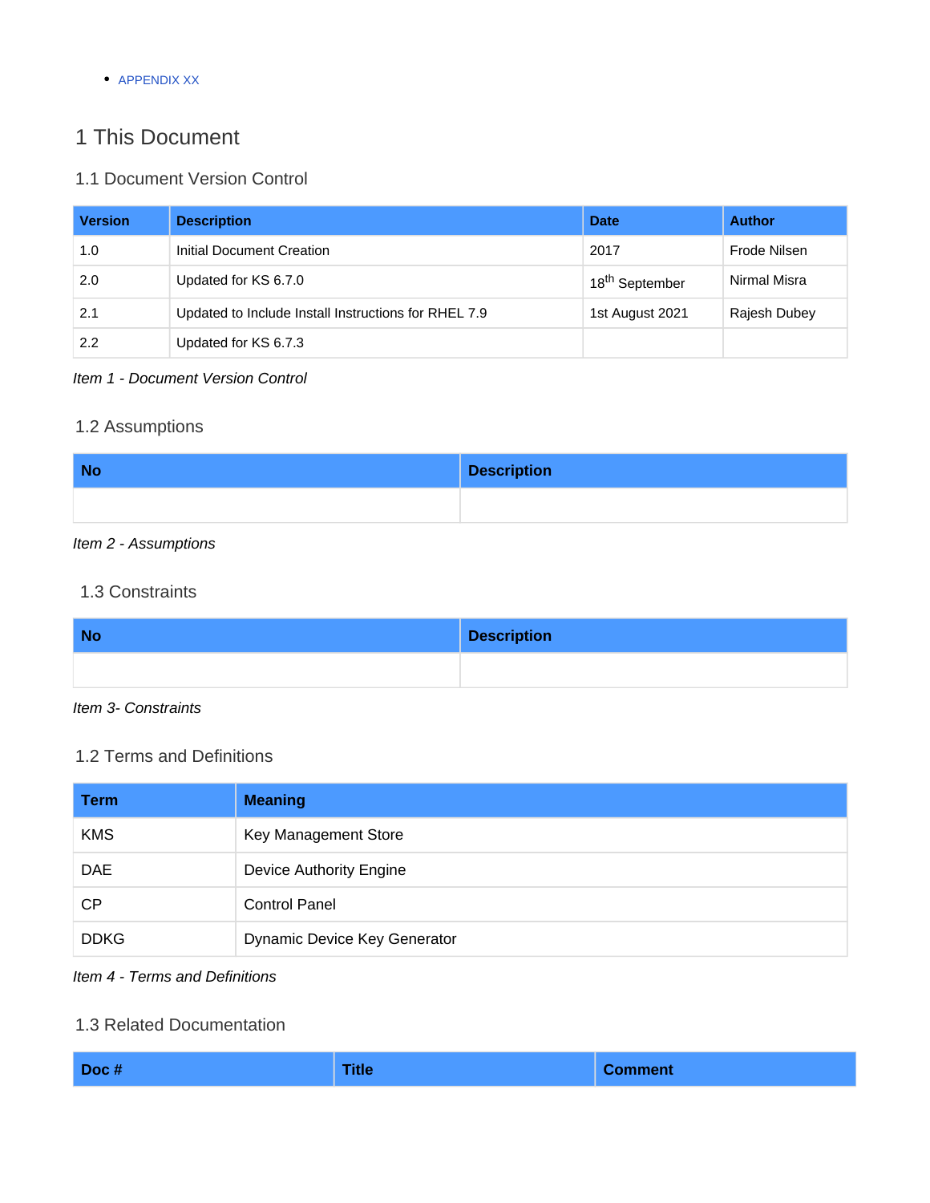- APPENDIX XX

# 1 This Document

## 1.1 Document Version Control

| Version | Description | Date | Author |
|---|---|---|---|
| 1.0 | Initial Document Creation | 2017 | Frode Nilsen |
| 2.0 | Updated for KS 6.7.0 | 18th September | Nirmal Misra |
| 2.1 | Updated to Include Install Instructions for RHEL 7.9 | 1st August 2021 | Rajesh Dubey |
| 2.2 | Updated for KS 6.7.3 | | |

*Item 1 - Document Version Control*

## 1.2 Assumptions

| No | Description |
|---|---|
| | |

*Item 2 - Assumptions*

## 1.3 Constraints

| No | Description |
|---|---|
| | |

*Item 3- Constraints*

## 1.2 Terms and Definitions

| Term | Meaning |
|---|---|
| KMS | Key Management Store |
| DAE | Device Authority Engine |
| CP | Control Panel |
| DDKG | Dynamic Device Key Generator |

*Item 4 - Terms and Definitions*

## 1.3 Related Documentation

| Doc # | Title | Comment |
|---|---|---|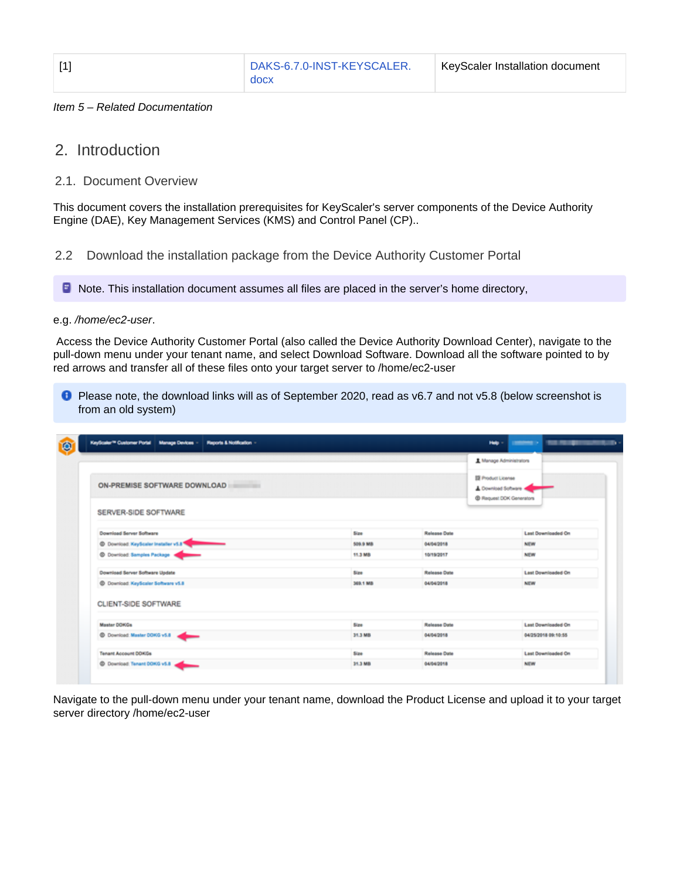| [1] | DAKS-6.7.0-INST-KEYSCALER.docx | KeyScaler Installation document |
|---|---|---|

*Item 5 – Related Documentation*

## 2. Introduction

### 2.1. Document Overview

This document covers the installation prerequisites for KeyScaler's server components of the Device Authority Engine (DAE), Key Management Services (KMS) and Control Panel (CP)..

### 2.2 Download the installation package from the Device Authority Customer Portal

> Note. This installation document assumes all files are placed in the server's home directory,

e.g. */home/ec2-user*.

Access the Device Authority Customer Portal (also called the Device Authority Download Center), navigate to the pull-down menu under your tenant name, and select Download Software. Download all the software pointed to by red arrows and transfer all of these files onto your target server to /home/ec2-user

> Please note, the download links will as of September 2020, read as v6.7 and not v5.8 (below screenshot is from an old system)

Navigate to the pull-down menu under your tenant name, download the Product License and upload it to your target server directory /home/ec2-user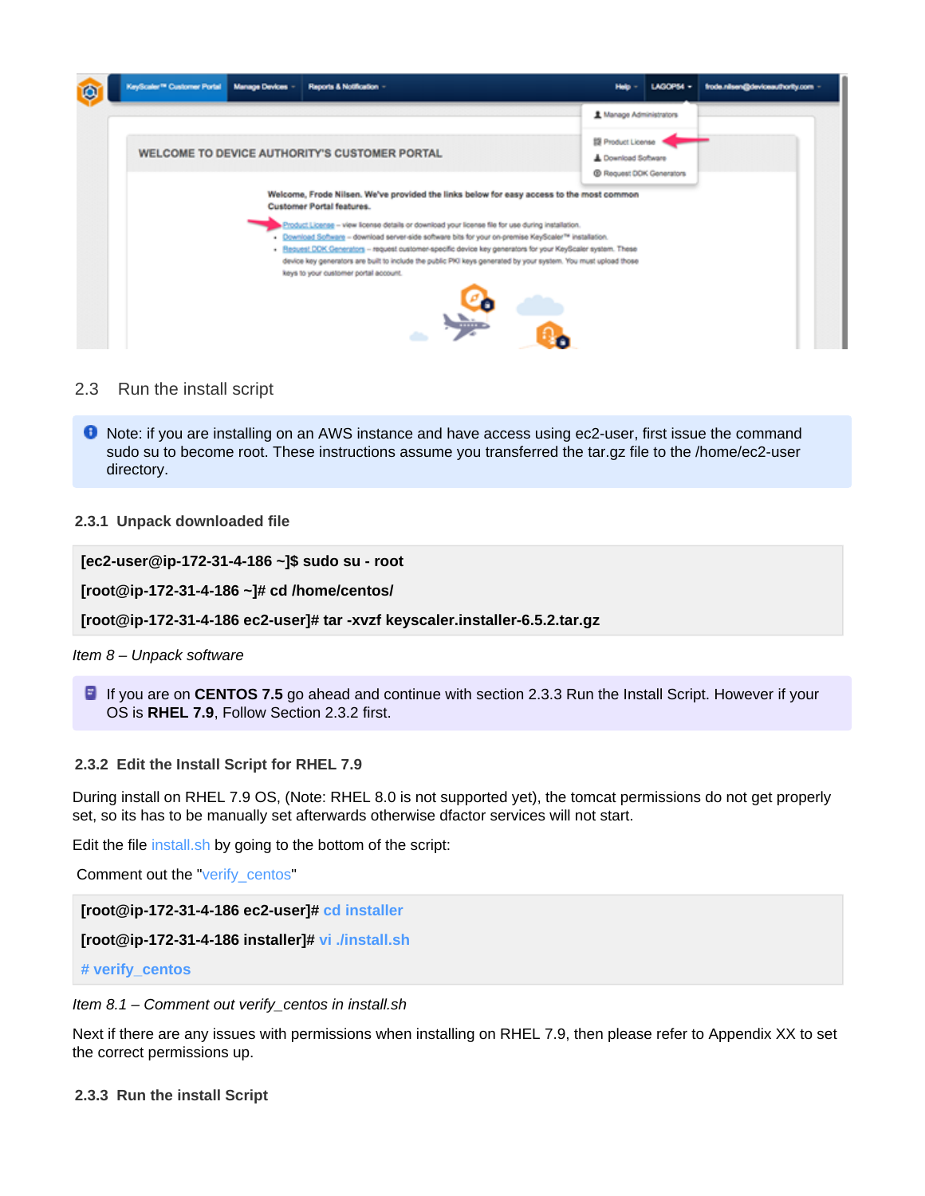## 2.3 Run the install script

Note: if you are installing on an AWS instance and have access using ec2-user, first issue the command sudo su to become root. These instructions assume you transferred the tar.gz file to the /home/ec2-user directory.

### 2.3.1 Unpack downloaded file

```
[ec2-user@ip-172-31-4-186 ~]$ sudo su - root
[root@ip-172-31-4-186 ~]# cd /home/centos/
[root@ip-172-31-4-186 ec2-user]# tar -xvzf keyscaler.installer-6.5.2.tar.gz
```

*Item 8 – Unpack software*

If you are on **CENTOS 7.5** go ahead and continue with section 2.3.3 Run the Install Script. However if your OS is **RHEL 7.9**, Follow Section 2.3.2 first.

### 2.3.2 Edit the Install Script for RHEL 7.9

During install on RHEL 7.9 OS, (Note: RHEL 8.0 is not supported yet), the tomcat permissions do not get properly set, so its has to be manually set afterwards otherwise dfactor services will not start.

Edit the file install.sh by going to the bottom of the script:

Comment out the "verify_centos"

```
[root@ip-172-31-4-186 ec2-user]# cd installer
[root@ip-172-31-4-186 installer]# vi ./install.sh
# verify_centos
```

*Item 8.1 – Comment out verify_centos in install.sh*

Next if there are any issues with permissions when installing on RHEL 7.9, then please refer to Appendix XX to set the correct permissions up.

### 2.3.3 Run the install Script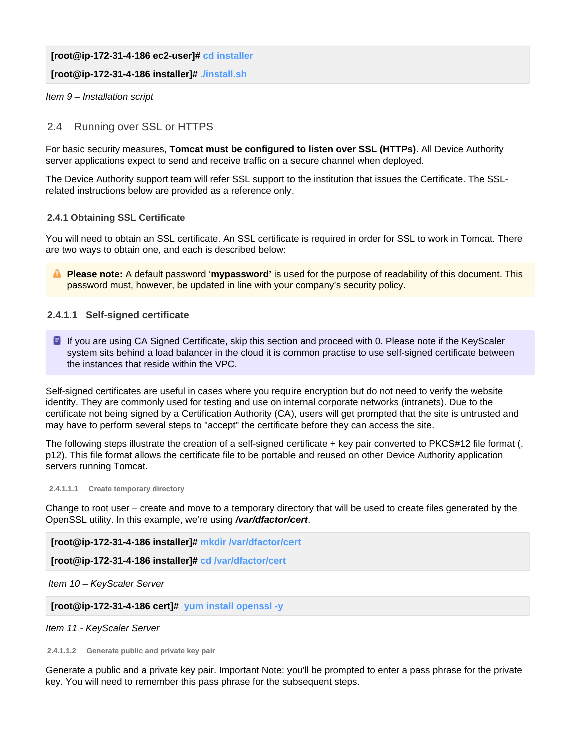```
[root@ip-172-31-4-186 ec2-user]# cd installer
[root@ip-172-31-4-186 installer]# ./install.sh
```

*Item 9 – Installation script*

## 2.4 Running over SSL or HTTPS

For basic security measures, **Tomcat must be configured to listen over SSL (HTTPs)**. All Device Authority server applications expect to send and receive traffic on a secure channel when deployed.

The Device Authority support team will refer SSL support to the institution that issues the Certificate. The SSL-related instructions below are provided as a reference only.

### 2.4.1 Obtaining SSL Certificate

You will need to obtain an SSL certificate. An SSL certificate is required in order for SSL to work in Tomcat. There are two ways to obtain one, and each is described below:

> **Please note:** A default password '**mypassword'** is used for the purpose of readability of this document. This password must, however, be updated in line with your company's security policy.

#### 2.4.1.1 Self-signed certificate

> If you are using CA Signed Certificate, skip this section and proceed with 0. Please note if the KeyScaler system sits behind a load balancer in the cloud it is common practise to use self-signed certificate between the instances that reside within the VPC.

Self-signed certificates are useful in cases where you require encryption but do not need to verify the website identity. They are commonly used for testing and use on internal corporate networks (intranets). Due to the certificate not being signed by a Certification Authority (CA), users will get prompted that the site is untrusted and may have to perform several steps to "accept" the certificate before they can access the site.

The following steps illustrate the creation of a self-signed certificate + key pair converted to PKCS#12 file format (.p12). This file format allows the certificate file to be portable and reused on other Device Authority application servers running Tomcat.

##### 2.4.1.1.1 Create temporary directory

Change to root user – create and move to a temporary directory that will be used to create files generated by the OpenSSL utility. In this example, we're using ***/var/dfactor/cert***.

```
[root@ip-172-31-4-186 installer]# mkdir /var/dfactor/cert
[root@ip-172-31-4-186 installer]# cd /var/dfactor/cert
```

*Item 10 – KeyScaler Server*

```
[root@ip-172-31-4-186 cert]#  yum install openssl -y
```

*Item 11 - KeyScaler Server*

##### 2.4.1.1.2 Generate public and private key pair

Generate a public and a private key pair. Important Note: you'll be prompted to enter a pass phrase for the private key. You will need to remember this pass phrase for the subsequent steps.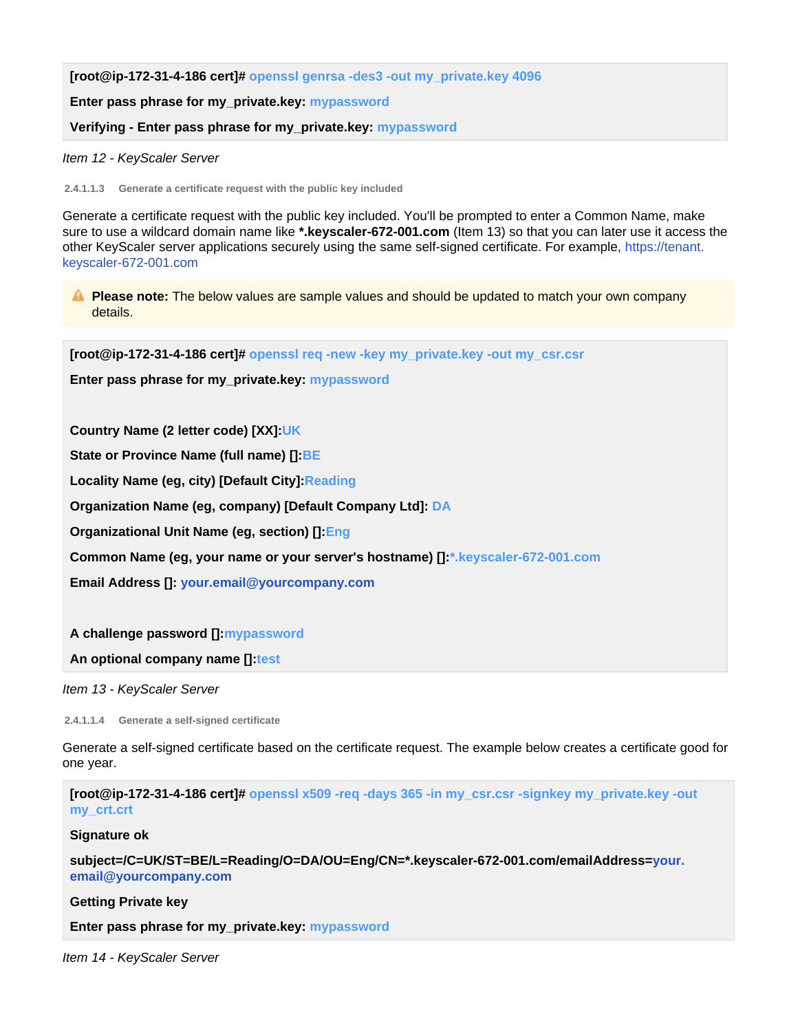```
[root@ip-172-31-4-186 cert]# openssl genrsa -des3 -out my_private.key 4096

Enter pass phrase for my_private.key: mypassword

Verifying - Enter pass phrase for my_private.key: mypassword
```

*Item 12 - KeyScaler Server*

###### 2.4.1.1.3 Generate a certificate request with the public key included

Generate a certificate request with the public key included. You'll be prompted to enter a Common Name, make sure to use a wildcard domain name like ***.keyscaler-672-001.com** (Item 13) so that you can later use it access the other KeyScaler server applications securely using the same self-signed certificate. For example, https://tenant.keyscaler-672-001.com

> **Please note:** The below values are sample values and should be updated to match your own company details.

```
[root@ip-172-31-4-186 cert]# openssl req -new -key my_private.key -out my_csr.csr

Enter pass phrase for my_private.key: mypassword


Country Name (2 letter code) [XX]:UK

State or Province Name (full name) []:BE

Locality Name (eg, city) [Default City]:Reading

Organization Name (eg, company) [Default Company Ltd]: DA

Organizational Unit Name (eg, section) []:Eng

Common Name (eg, your name or your server's hostname) []:*.keyscaler-672-001.com

Email Address []: your.email@yourcompany.com


A challenge password []:mypassword

An optional company name []:test
```

*Item 13 - KeyScaler Server*

###### 2.4.1.1.4 Generate a self-signed certificate

Generate a self-signed certificate based on the certificate request. The example below creates a certificate good for one year.

```
[root@ip-172-31-4-186 cert]# openssl x509 -req -days 365 -in my_csr.csr -signkey my_private.key -out my_crt.crt

Signature ok

subject=/C=UK/ST=BE/L=Reading/O=DA/OU=Eng/CN=*.keyscaler-672-001.com/emailAddress=your.email@yourcompany.com

Getting Private key

Enter pass phrase for my_private.key: mypassword
```

*Item 14 - KeyScaler Server*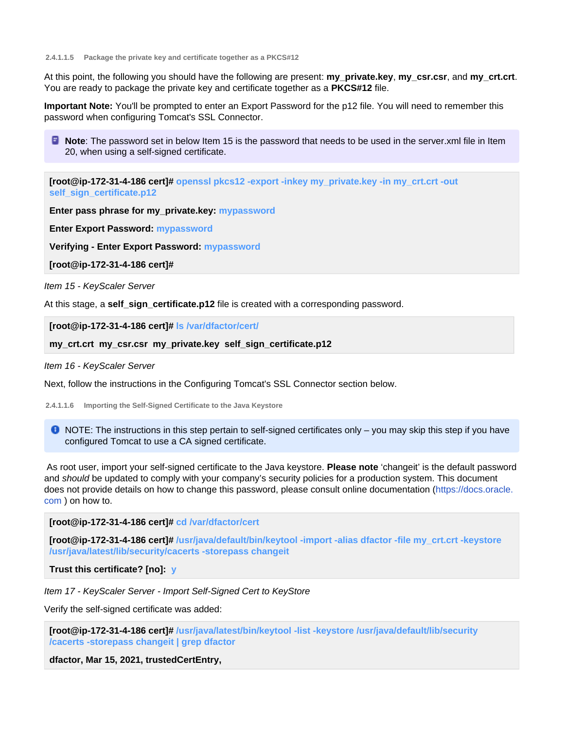##### 2.4.1.1.5 Package the private key and certificate together as a PKCS#12

At this point, the following you should have the following are present: **my_private.key**, **my_csr.csr**, and **my_crt.crt**. You are ready to package the private key and certificate together as a **PKCS#12** file.

**Important Note:** You'll be prompted to enter an Export Password for the p12 file. You will need to remember this password when configuring Tomcat's SSL Connector.

> **Note**: The password set in below Item 15 is the password that needs to be used in the server.xml file in Item 20, when using a self-signed certificate.

```
[root@ip-172-31-4-186 cert]# openssl pkcs12 -export -inkey my_private.key -in my_crt.crt -out self_sign_certificate.p12

Enter pass phrase for my_private.key: mypassword

Enter Export Password: mypassword

Verifying - Enter Export Password: mypassword

[root@ip-172-31-4-186 cert]#
```

*Item 15 - KeyScaler Server*

At this stage, a **self_sign_certificate.p12** file is created with a corresponding password.

```
[root@ip-172-31-4-186 cert]# ls /var/dfactor/cert/

my_crt.crt  my_csr.csr  my_private.key  self_sign_certificate.p12
```

*Item 16 - KeyScaler Server*

Next, follow the instructions in the Configuring Tomcat's SSL Connector section below.

##### 2.4.1.1.6 Importing the Self-Signed Certificate to the Java Keystore

> NOTE: The instructions in this step pertain to self-signed certificates only – you may skip this step if you have configured Tomcat to use a CA signed certificate.

As root user, import your self-signed certificate to the Java keystore. **Please note** 'changeit' is the default password and *should* be updated to comply with your company's security policies for a production system. This document does not provide details on how to change this password, please consult online documentation (https://docs.oracle.com ) on how to.

```
[root@ip-172-31-4-186 cert]# cd /var/dfactor/cert

[root@ip-172-31-4-186 cert]# /usr/java/default/bin/keytool -import -alias dfactor -file my_crt.crt -keystore /usr/java/latest/lib/security/cacerts -storepass changeit

Trust this certificate? [no]:  y
```

*Item 17 - KeyScaler Server - Import Self-Signed Cert to KeyStore*

Verify the self-signed certificate was added:

```
[root@ip-172-31-4-186 cert]# /usr/java/latest/bin/keytool -list -keystore /usr/java/default/lib/security/cacerts -storepass changeit | grep dfactor

dfactor, Mar 15, 2021, trustedCertEntry,
```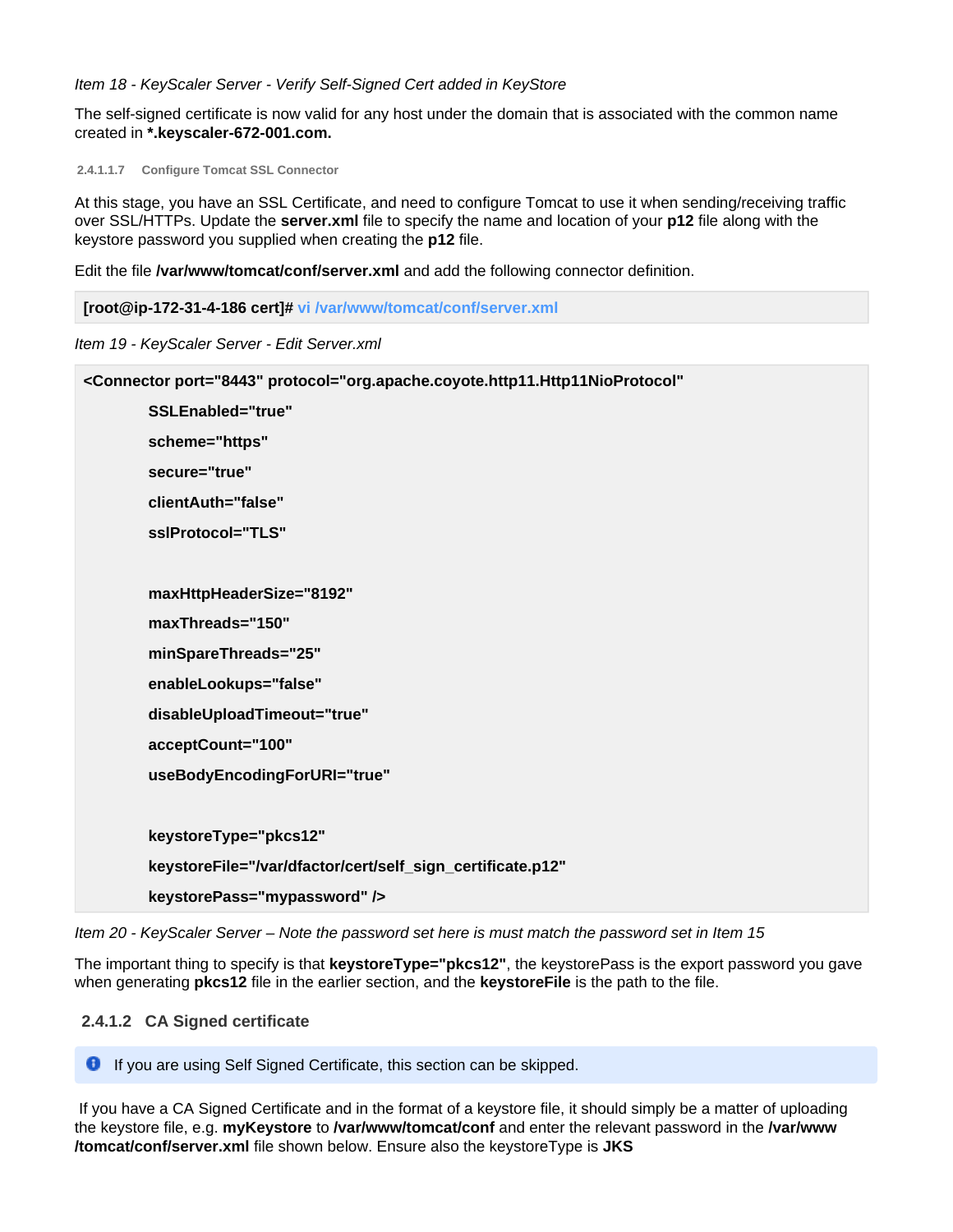*Item 18 - KeyScaler Server - Verify Self-Signed Cert added in KeyStore*

The self-signed certificate is now valid for any host under the domain that is associated with the common name created in ***.keyscaler-672-001.com.**

##### 2.4.1.1.7 Configure Tomcat SSL Connector

At this stage, you have an SSL Certificate, and need to configure Tomcat to use it when sending/receiving traffic over SSL/HTTPs. Update the **server.xml** file to specify the name and location of your **p12** file along with the keystore password you supplied when creating the **p12** file.

Edit the file **/var/www/tomcat/conf/server.xml** and add the following connector definition.

```
[root@ip-172-31-4-186 cert]# vi /var/www/tomcat/conf/server.xml
```

*Item 19 - KeyScaler Server - Edit Server.xml*

```
<Connector port="8443" protocol="org.apache.coyote.http11.Http11NioProtocol"
           SSLEnabled="true"
           scheme="https"
           secure="true"
           clientAuth="false"
           sslProtocol="TLS"

           maxHttpHeaderSize="8192"
           maxThreads="150"
           minSpareThreads="25"
           enableLookups="false"
           disableUploadTimeout="true"
           acceptCount="100"
           useBodyEncodingForURI="true"

           keystoreType="pkcs12"
           keystoreFile="/var/dfactor/cert/self_sign_certificate.p12"
           keystorePass="mypassword" />
```

*Item 20 - KeyScaler Server – Note the password set here is must match the password set in Item 15*

The important thing to specify is that **keystoreType="pkcs12"**, the keystorePass is the export password you gave when generating **pkcs12** file in the earlier section, and the **keystoreFile** is the path to the file.

#### 2.4.1.2 CA Signed certificate

> If you are using Self Signed Certificate, this section can be skipped.

If you have a CA Signed Certificate and in the format of a keystore file, it should simply be a matter of uploading the keystore file, e.g. **myKeystore** to **/var/www/tomcat/conf** and enter the relevant password in the **/var/www/tomcat/conf/server.xml** file shown below. Ensure also the keystoreType is **JKS**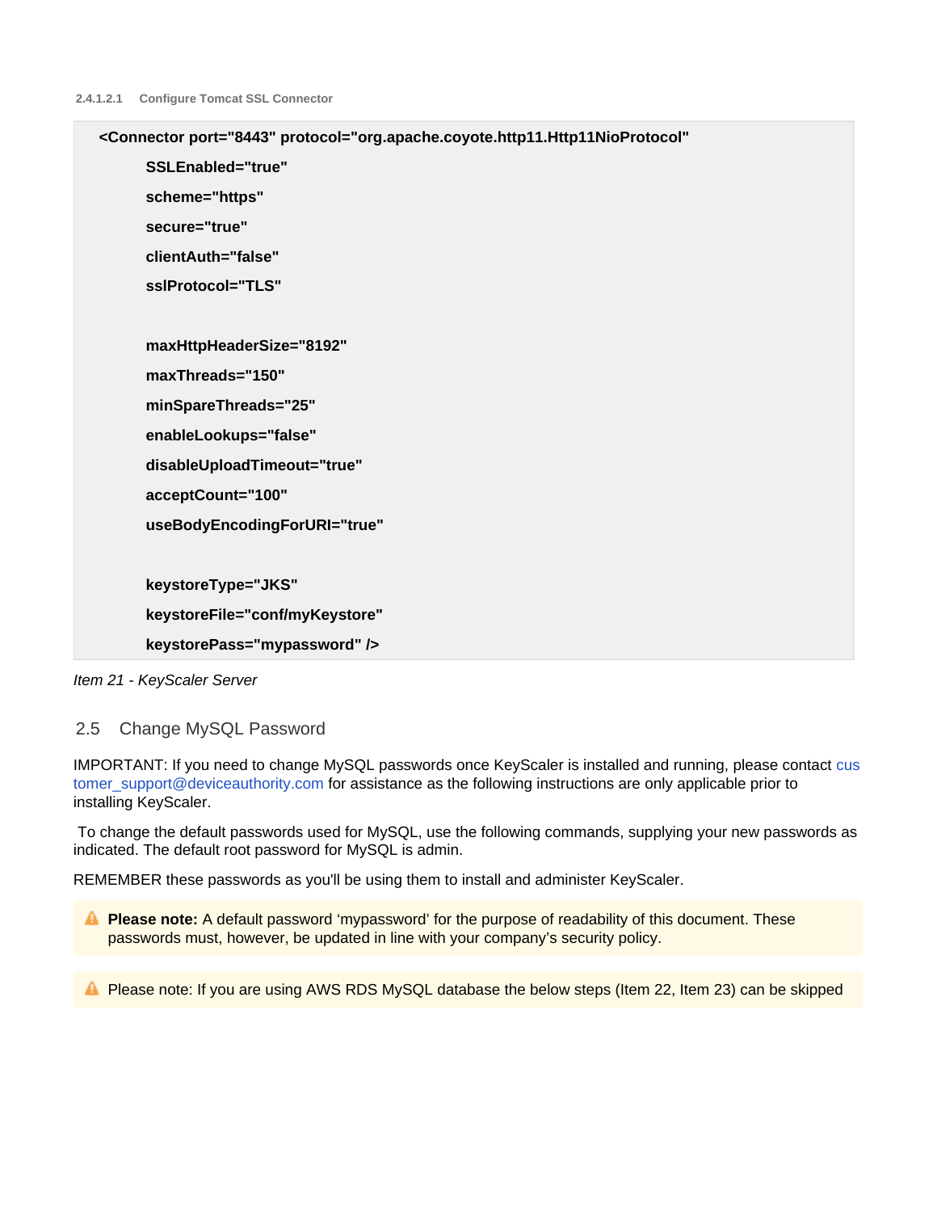#### 2.4.1.2.1 Configure Tomcat SSL Connector

```
<Connector port="8443" protocol="org.apache.coyote.http11.Http11NioProtocol"
        SSLEnabled="true"
        scheme="https"
        secure="true"
        clientAuth="false"
        sslProtocol="TLS"

        maxHttpHeaderSize="8192"
        maxThreads="150"
        minSpareThreads="25"
        enableLookups="false"
        disableUploadTimeout="true"
        acceptCount="100"
        useBodyEncodingForURI="true"

        keystoreType="JKS"
        keystoreFile="conf/myKeystore"
        keystorePass="mypassword" />
```

*Item 21 - KeyScaler Server*

## 2.5 Change MySQL Password

IMPORTANT: If you need to change MySQL passwords once KeyScaler is installed and running, please contact customer_support@deviceauthority.com for assistance as the following instructions are only applicable prior to installing KeyScaler.

To change the default passwords used for MySQL, use the following commands, supplying your new passwords as indicated. The default root password for MySQL is admin.

REMEMBER these passwords as you'll be using them to install and administer KeyScaler.

> **Please note:** A default password 'mypassword' for the purpose of readability of this document. These passwords must, however, be updated in line with your company's security policy.

> Please note: If you are using AWS RDS MySQL database the below steps (Item 22, Item 23) can be skipped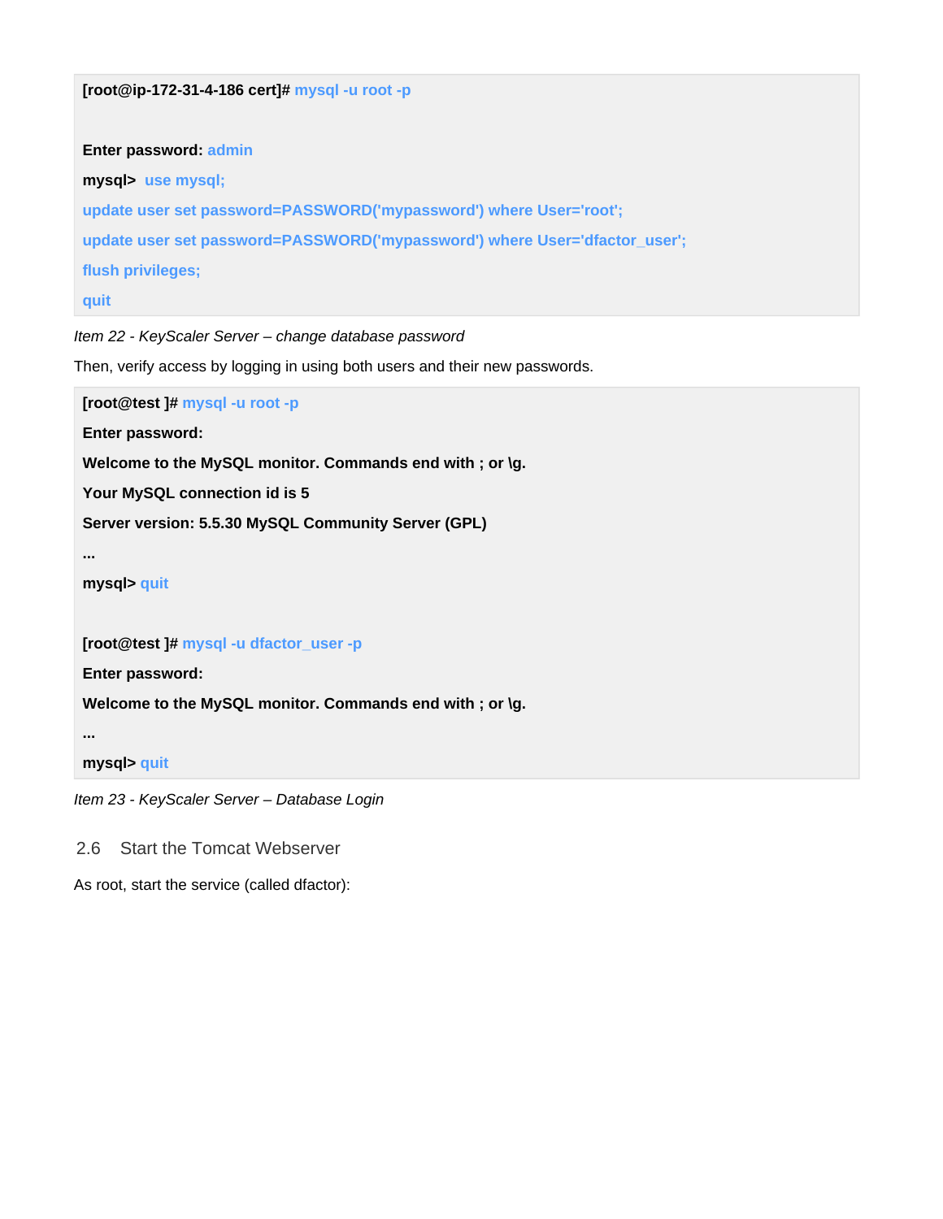```
[root@ip-172-31-4-186 cert]# mysql -u root -p

Enter password: admin
mysql>  use mysql;
update user set password=PASSWORD('mypassword') where User='root';
update user set password=PASSWORD('mypassword') where User='dfactor_user';
flush privileges;
quit
```

*Item 22 - KeyScaler Server – change database password*

Then, verify access by logging in using both users and their new passwords.

```
[root@test ]# mysql -u root -p
Enter password:
Welcome to the MySQL monitor. Commands end with ; or \g.
Your MySQL connection id is 5
Server version: 5.5.30 MySQL Community Server (GPL)
...
mysql> quit

[root@test ]# mysql -u dfactor_user -p
Enter password:
Welcome to the MySQL monitor. Commands end with ; or \g.
...
mysql> quit
```

*Item 23 - KeyScaler Server – Database Login*

## 2.6 Start the Tomcat Webserver

As root, start the service (called dfactor):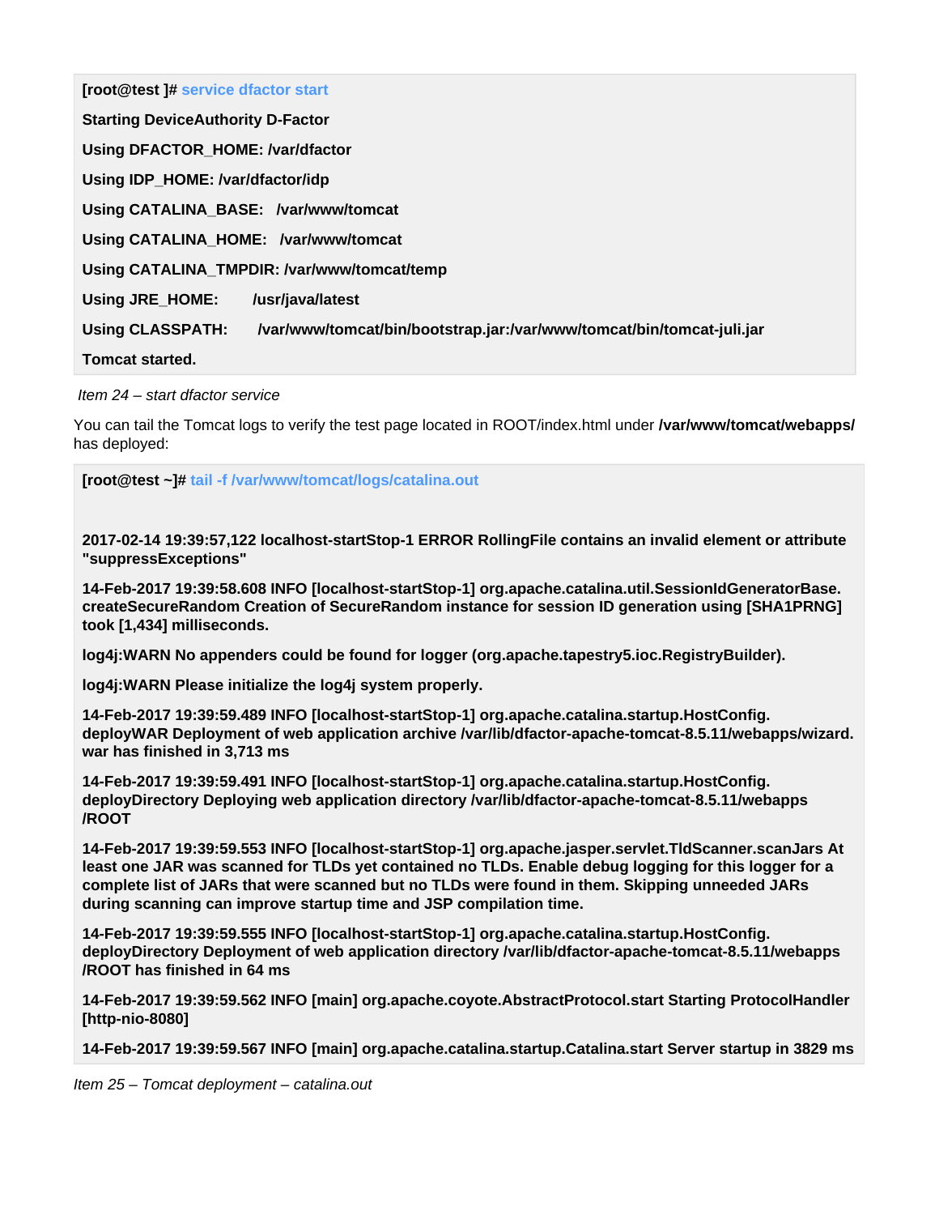```
[root@test ]# service dfactor start

Starting DeviceAuthority D-Factor

Using DFACTOR_HOME: /var/dfactor

Using IDP_HOME: /var/dfactor/idp

Using CATALINA_BASE:   /var/www/tomcat

Using CATALINA_HOME:   /var/www/tomcat

Using CATALINA_TMPDIR: /var/www/tomcat/temp

Using JRE_HOME:        /usr/java/latest

Using CLASSPATH:       /var/www/tomcat/bin/bootstrap.jar:/var/www/tomcat/bin/tomcat-juli.jar

Tomcat started.
```

*Item 24 – start dfactor service*

You can tail the Tomcat logs to verify the test page located in ROOT/index.html under **/var/www/tomcat/webapps/** has deployed:

```
[root@test ~]# tail -f /var/www/tomcat/logs/catalina.out


2017-02-14 19:39:57,122 localhost-startStop-1 ERROR RollingFile contains an invalid element or attribute "suppressExceptions"

14-Feb-2017 19:39:58.608 INFO [localhost-startStop-1] org.apache.catalina.util.SessionIdGeneratorBase.createSecureRandom Creation of SecureRandom instance for session ID generation using [SHA1PRNG] took [1,434] milliseconds.

log4j:WARN No appenders could be found for logger (org.apache.tapestry5.ioc.RegistryBuilder).

log4j:WARN Please initialize the log4j system properly.

14-Feb-2017 19:39:59.489 INFO [localhost-startStop-1] org.apache.catalina.startup.HostConfig.deployWAR Deployment of web application archive /var/lib/dfactor-apache-tomcat-8.5.11/webapps/wizard.war has finished in 3,713 ms

14-Feb-2017 19:39:59.491 INFO [localhost-startStop-1] org.apache.catalina.startup.HostConfig.deployDirectory Deploying web application directory /var/lib/dfactor-apache-tomcat-8.5.11/webapps/ROOT

14-Feb-2017 19:39:59.553 INFO [localhost-startStop-1] org.apache.jasper.servlet.TldScanner.scanJars At least one JAR was scanned for TLDs yet contained no TLDs. Enable debug logging for this logger for a complete list of JARs that were scanned but no TLDs were found in them. Skipping unneeded JARs during scanning can improve startup time and JSP compilation time.

14-Feb-2017 19:39:59.555 INFO [localhost-startStop-1] org.apache.catalina.startup.HostConfig.deployDirectory Deployment of web application directory /var/lib/dfactor-apache-tomcat-8.5.11/webapps/ROOT has finished in 64 ms

14-Feb-2017 19:39:59.562 INFO [main] org.apache.coyote.AbstractProtocol.start Starting ProtocolHandler [http-nio-8080]

14-Feb-2017 19:39:59.567 INFO [main] org.apache.catalina.startup.Catalina.start Server startup in 3829 ms
```

*Item 25 – Tomcat deployment – catalina.out*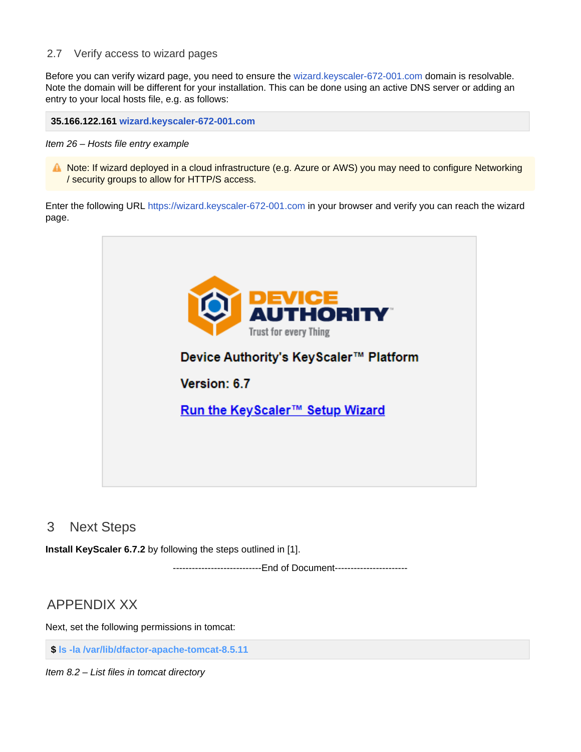## 2.7 Verify access to wizard pages

Before you can verify wizard page, you need to ensure the wizard.keyscaler-672-001.com domain is resolvable. Note the domain will be different for your installation. This can be done using an active DNS server or adding an entry to your local hosts file, e.g. as follows:

```
35.166.122.161 wizard.keyscaler-672-001.com
```

*Item 26 – Hosts file entry example*

> ⚠ Note: If wizard deployed in a cloud infrastructure (e.g. Azure or AWS) you may need to configure Networking / security groups to allow for HTTP/S access.

Enter the following URL https://wizard.keyscaler-672-001.com in your browser and verify you can reach the wizard page.

# 3 Next Steps

**Install KeyScaler 6.7.2** by following the steps outlined in [1].

----------------------------End of Document----------------------

## APPENDIX XX

Next, set the following permissions in tomcat:

```
$ ls -la /var/lib/dfactor-apache-tomcat-8.5.11
```

*Item 8.2 – List files in tomcat directory*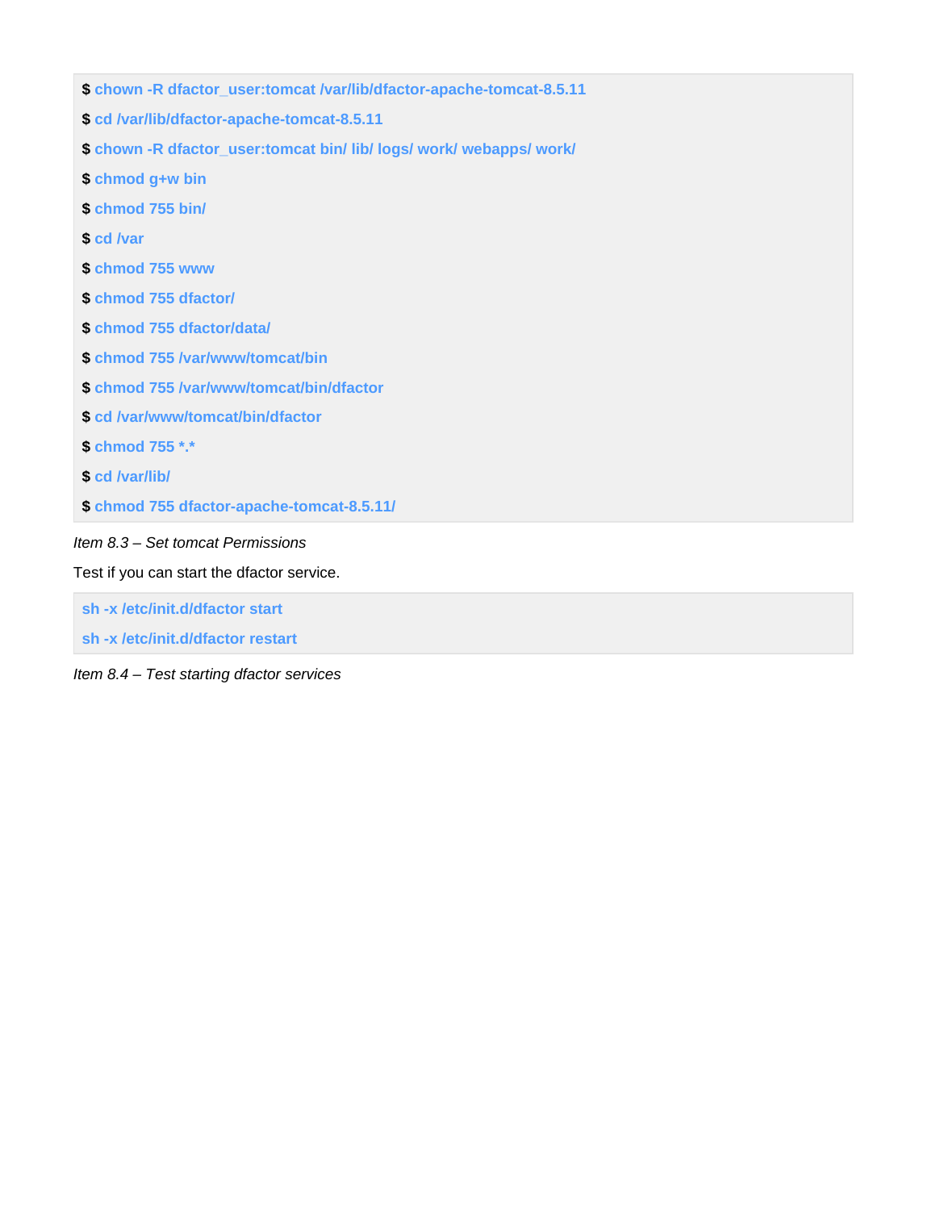```
$ chown -R dfactor_user:tomcat /var/lib/dfactor-apache-tomcat-8.5.11
$ cd /var/lib/dfactor-apache-tomcat-8.5.11
$ chown -R dfactor_user:tomcat bin/ lib/ logs/ work/ webapps/ work/
$ chmod g+w bin
$ chmod 755 bin/
$ cd /var
$ chmod 755 www
$ chmod 755 dfactor/
$ chmod 755 dfactor/data/
$ chmod 755 /var/www/tomcat/bin
$ chmod 755 /var/www/tomcat/bin/dfactor
$ cd /var/www/tomcat/bin/dfactor
$ chmod 755 *.*
$ cd /var/lib/
$ chmod 755 dfactor-apache-tomcat-8.5.11/
```

*Item 8.3 – Set tomcat Permissions*

Test if you can start the dfactor service.

```
sh -x /etc/init.d/dfactor start
sh -x /etc/init.d/dfactor restart
```

*Item 8.4 – Test starting dfactor services*